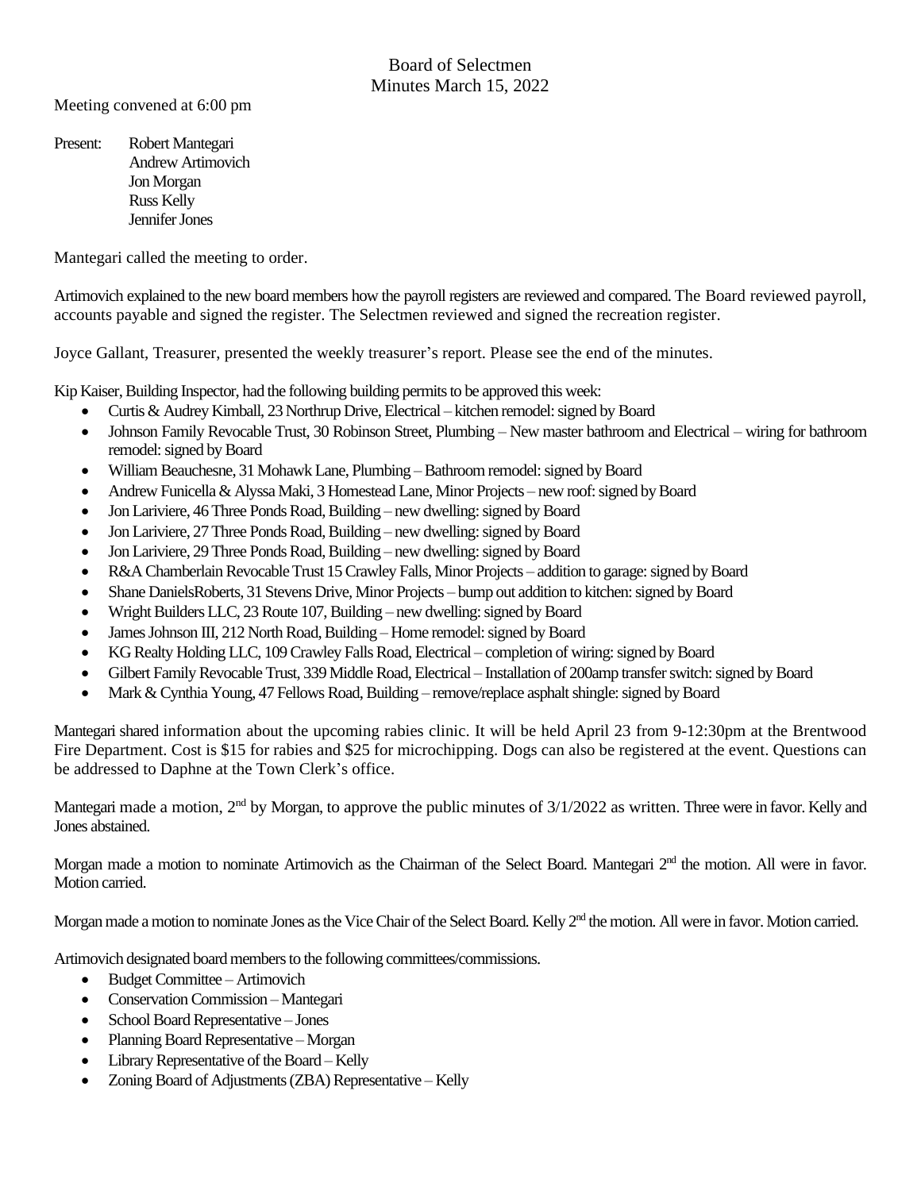# Board of Selectmen
## Minutes March 15, 2022

Meeting convened at 6:00 pm

Present: Robert Mantegari
Andrew Artimovich
Jon Morgan
Russ Kelly
Jennifer Jones

Mantegari called the meeting to order.

Artimovich explained to the new board members how the payroll registers are reviewed and compared. The Board reviewed payroll, accounts payable and signed the register. The Selectmen reviewed and signed the recreation register.

Joyce Gallant, Treasurer, presented the weekly treasurer's report. Please see the end of the minutes.

Kip Kaiser, Building Inspector, had the following building permits to be approved this week:

- Curtis & Audrey Kimball, 23 Northrup Drive, Electrical – kitchen remodel: signed by Board
- Johnson Family Revocable Trust, 30 Robinson Street, Plumbing – New master bathroom and Electrical – wiring for bathroom remodel: signed by Board
- William Beauchesne, 31 Mohawk Lane, Plumbing – Bathroom remodel: signed by Board
- Andrew Funicella & Alyssa Maki, 3 Homestead Lane, Minor Projects – new roof: signed by Board
- Jon Lariviere, 46 Three Ponds Road, Building – new dwelling: signed by Board
- Jon Lariviere, 27 Three Ponds Road, Building – new dwelling: signed by Board
- Jon Lariviere, 29 Three Ponds Road, Building – new dwelling: signed by Board
- R&A Chamberlain Revocable Trust 15 Crawley Falls, Minor Projects – addition to garage: signed by Board
- Shane DanielsRoberts, 31 Stevens Drive, Minor Projects – bump out addition to kitchen: signed by Board
- Wright Builders LLC, 23 Route 107, Building – new dwelling: signed by Board
- James Johnson III, 212 North Road, Building – Home remodel: signed by Board
- KG Realty Holding LLC, 109 Crawley Falls Road, Electrical – completion of wiring: signed by Board
- Gilbert Family Revocable Trust, 339 Middle Road, Electrical – Installation of 200amp transfer switch: signed by Board
- Mark & Cynthia Young, 47 Fellows Road, Building – remove/replace asphalt shingle: signed by Board

Mantegari shared information about the upcoming rabies clinic. It will be held April 23 from 9-12:30pm at the Brentwood Fire Department. Cost is $15 for rabies and $25 for microchipping. Dogs can also be registered at the event. Questions can be addressed to Daphne at the Town Clerk's office.

Mantegari made a motion, 2nd by Morgan, to approve the public minutes of 3/1/2022 as written. Three were in favor. Kelly and Jones abstained.

Morgan made a motion to nominate Artimovich as the Chairman of the Select Board. Mantegari 2nd the motion. All were in favor. Motion carried.

Morgan made a motion to nominate Jones as the Vice Chair of the Select Board. Kelly 2nd the motion. All were in favor. Motion carried.

Artimovich designated board members to the following committees/commissions.

- Budget Committee – Artimovich
- Conservation Commission – Mantegari
- School Board Representative – Jones
- Planning Board Representative – Morgan
- Library Representative of the Board – Kelly
- Zoning Board of Adjustments (ZBA) Representative – Kelly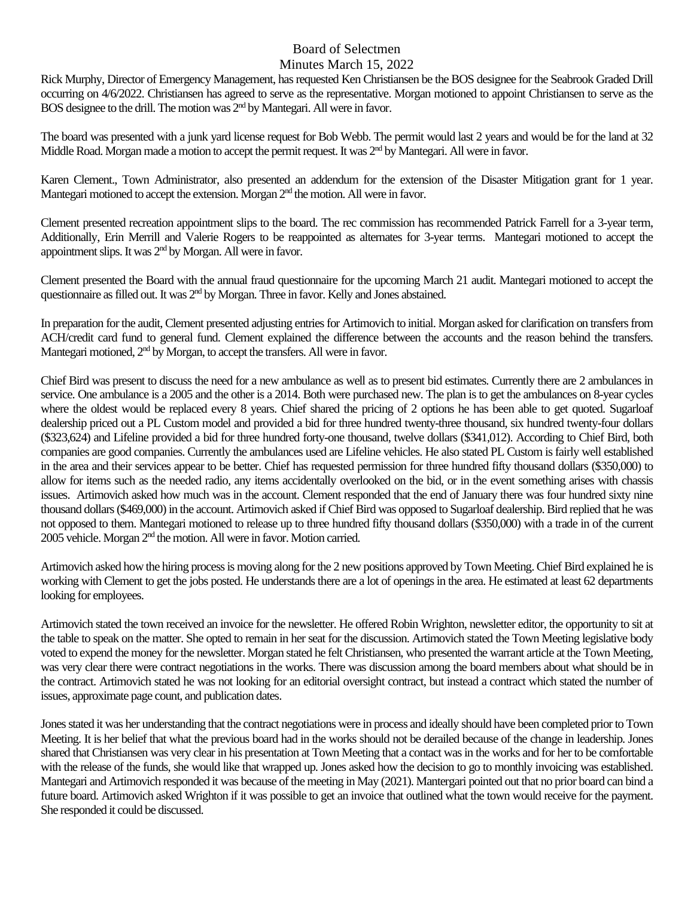# Board of Selectmen

## Minutes March 15, 2022

Rick Murphy, Director of Emergency Management, has requested Ken Christiansen be the BOS designee for the Seabrook Graded Drill occurring on 4/6/2022. Christiansen has agreed to serve as the representative. Morgan motioned to appoint Christiansen to serve as the BOS designee to the drill. The motion was 2nd by Mantegari. All were in favor.

The board was presented with a junk yard license request for Bob Webb. The permit would last 2 years and would be for the land at 32 Middle Road. Morgan made a motion to accept the permit request. It was 2nd by Mantegari. All were in favor.

Karen Clement., Town Administrator, also presented an addendum for the extension of the Disaster Mitigation grant for 1 year. Mantegari motioned to accept the extension. Morgan 2nd the motion. All were in favor.

Clement presented recreation appointment slips to the board. The rec commission has recommended Patrick Farrell for a 3-year term, Additionally, Erin Merrill and Valerie Rogers to be reappointed as alternates for 3-year terms. Mantegari motioned to accept the appointment slips. It was 2nd by Morgan. All were in favor.

Clement presented the Board with the annual fraud questionnaire for the upcoming March 21 audit. Mantegari motioned to accept the questionnaire as filled out. It was 2nd by Morgan. Three in favor. Kelly and Jones abstained.

In preparation for the audit, Clement presented adjusting entries for Artimovich to initial. Morgan asked for clarification on transfers from ACH/credit card fund to general fund. Clement explained the difference between the accounts and the reason behind the transfers. Mantegari motioned, 2nd by Morgan, to accept the transfers. All were in favor.

Chief Bird was present to discuss the need for a new ambulance as well as to present bid estimates. Currently there are 2 ambulances in service. One ambulance is a 2005 and the other is a 2014. Both were purchased new. The plan is to get the ambulances on 8-year cycles where the oldest would be replaced every 8 years. Chief shared the pricing of 2 options he has been able to get quoted. Sugarloaf dealership priced out a PL Custom model and provided a bid for three hundred twenty-three thousand, six hundred twenty-four dollars ($323,624) and Lifeline provided a bid for three hundred forty-one thousand, twelve dollars ($341,012). According to Chief Bird, both companies are good companies. Currently the ambulances used are Lifeline vehicles. He also stated PL Custom is fairly well established in the area and their services appear to be better. Chief has requested permission for three hundred fifty thousand dollars ($350,000) to allow for items such as the needed radio, any items accidentally overlooked on the bid, or in the event something arises with chassis issues. Artimovich asked how much was in the account. Clement responded that the end of January there was four hundred sixty nine thousand dollars ($469,000) in the account. Artimovich asked if Chief Bird was opposed to Sugarloaf dealership. Bird replied that he was not opposed to them. Mantegari motioned to release up to three hundred fifty thousand dollars ($350,000) with a trade in of the current 2005 vehicle. Morgan 2nd the motion. All were in favor. Motion carried.

Artimovich asked how the hiring process is moving along for the 2 new positions approved by Town Meeting. Chief Bird explained he is working with Clement to get the jobs posted. He understands there are a lot of openings in the area. He estimated at least 62 departments looking for employees.

Artimovich stated the town received an invoice for the newsletter. He offered Robin Wrighton, newsletter editor, the opportunity to sit at the table to speak on the matter. She opted to remain in her seat for the discussion. Artimovich stated the Town Meeting legislative body voted to expend the money for the newsletter. Morgan stated he felt Christiansen, who presented the warrant article at the Town Meeting, was very clear there were contract negotiations in the works. There was discussion among the board members about what should be in the contract. Artimovich stated he was not looking for an editorial oversight contract, but instead a contract which stated the number of issues, approximate page count, and publication dates.

Jones stated it was her understanding that the contract negotiations were in process and ideally should have been completed prior to Town Meeting. It is her belief that what the previous board had in the works should not be derailed because of the change in leadership. Jones shared that Christiansen was very clear in his presentation at Town Meeting that a contact was in the works and for her to be comfortable with the release of the funds, she would like that wrapped up. Jones asked how the decision to go to monthly invoicing was established. Mantegari and Artimovich responded it was because of the meeting in May (2021). Mantergari pointed out that no prior board can bind a future board. Artimovich asked Wrighton if it was possible to get an invoice that outlined what the town would receive for the payment. She responded it could be discussed.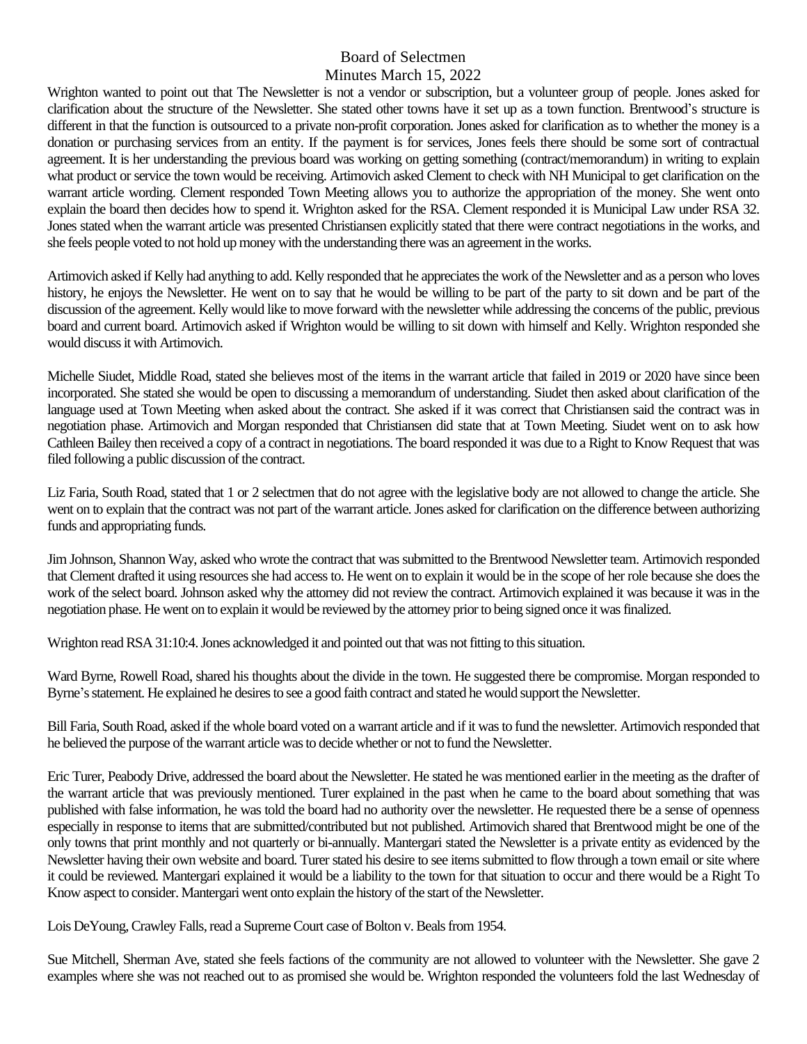# Board of Selectmen
## Minutes March 15, 2022

Wrighton wanted to point out that The Newsletter is not a vendor or subscription, but a volunteer group of people. Jones asked for clarification about the structure of the Newsletter. She stated other towns have it set up as a town function. Brentwood's structure is different in that the function is outsourced to a private non-profit corporation. Jones asked for clarification as to whether the money is a donation or purchasing services from an entity. If the payment is for services, Jones feels there should be some sort of contractual agreement. It is her understanding the previous board was working on getting something (contract/memorandum) in writing to explain what product or service the town would be receiving. Artimovich asked Clement to check with NH Municipal to get clarification on the warrant article wording. Clement responded Town Meeting allows you to authorize the appropriation of the money. She went onto explain the board then decides how to spend it. Wrighton asked for the RSA. Clement responded it is Municipal Law under RSA 32. Jones stated when the warrant article was presented Christiansen explicitly stated that there were contract negotiations in the works, and she feels people voted to not hold up money with the understanding there was an agreement in the works.

Artimovich asked if Kelly had anything to add. Kelly responded that he appreciates the work of the Newsletter and as a person who loves history, he enjoys the Newsletter. He went on to say that he would be willing to be part of the party to sit down and be part of the discussion of the agreement. Kelly would like to move forward with the newsletter while addressing the concerns of the public, previous board and current board. Artimovich asked if Wrighton would be willing to sit down with himself and Kelly. Wrighton responded she would discuss it with Artimovich.

Michelle Siudet, Middle Road, stated she believes most of the items in the warrant article that failed in 2019 or 2020 have since been incorporated. She stated she would be open to discussing a memorandum of understanding. Siudet then asked about clarification of the language used at Town Meeting when asked about the contract. She asked if it was correct that Christiansen said the contract was in negotiation phase. Artimovich and Morgan responded that Christiansen did state that at Town Meeting. Siudet went on to ask how Cathleen Bailey then received a copy of a contract in negotiations. The board responded it was due to a Right to Know Request that was filed following a public discussion of the contract.

Liz Faria, South Road, stated that 1 or 2 selectmen that do not agree with the legislative body are not allowed to change the article. She went on to explain that the contract was not part of the warrant article. Jones asked for clarification on the difference between authorizing funds and appropriating funds.

Jim Johnson, Shannon Way, asked who wrote the contract that was submitted to the Brentwood Newsletter team. Artimovich responded that Clement drafted it using resources she had access to. He went on to explain it would be in the scope of her role because she does the work of the select board. Johnson asked why the attorney did not review the contract. Artimovich explained it was because it was in the negotiation phase. He went on to explain it would be reviewed by the attorney prior to being signed once it was finalized.

Wrighton read RSA 31:10:4. Jones acknowledged it and pointed out that was not fitting to this situation.

Ward Byrne, Rowell Road, shared his thoughts about the divide in the town. He suggested there be compromise. Morgan responded to Byrne's statement. He explained he desires to see a good faith contract and stated he would support the Newsletter.

Bill Faria, South Road, asked if the whole board voted on a warrant article and if it was to fund the newsletter. Artimovich responded that he believed the purpose of the warrant article was to decide whether or not to fund the Newsletter.

Eric Turer, Peabody Drive, addressed the board about the Newsletter. He stated he was mentioned earlier in the meeting as the drafter of the warrant article that was previously mentioned. Turer explained in the past when he came to the board about something that was published with false information, he was told the board had no authority over the newsletter. He requested there be a sense of openness especially in response to items that are submitted/contributed but not published. Artimovich shared that Brentwood might be one of the only towns that print monthly and not quarterly or bi-annually. Mantergari stated the Newsletter is a private entity as evidenced by the Newsletter having their own website and board. Turer stated his desire to see items submitted to flow through a town email or site where it could be reviewed. Mantergari explained it would be a liability to the town for that situation to occur and there would be a Right To Know aspect to consider. Mantergari went onto explain the history of the start of the Newsletter.

Lois DeYoung, Crawley Falls, read a Supreme Court case of Bolton v. Beals from 1954.

Sue Mitchell, Sherman Ave, stated she feels factions of the community are not allowed to volunteer with the Newsletter. She gave 2 examples where she was not reached out to as promised she would be. Wrighton responded the volunteers fold the last Wednesday of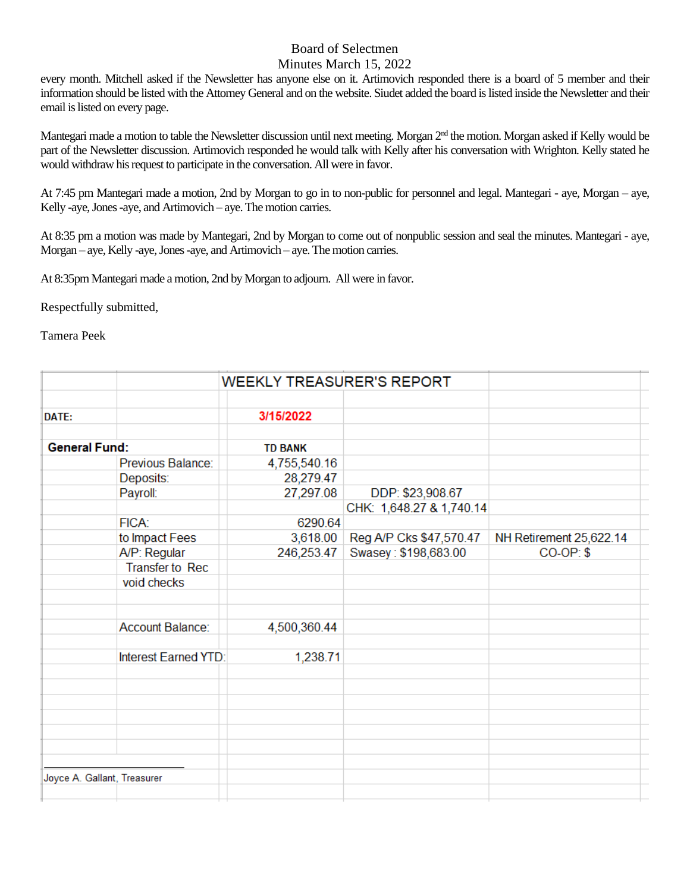every month. Mitchell asked if the Newsletter has anyone else on it. Artimovich responded there is a board of 5 member and their information should be listed with the Attorney General and on the website. Siudet added the board is listed inside the Newsletter and their email is listed on every page.

Mantegari made a motion to table the Newsletter discussion until next meeting. Morgan 2nd the motion. Morgan asked if Kelly would be part of the Newsletter discussion. Artimovich responded he would talk with Kelly after his conversation with Wrighton. Kelly stated he would withdraw his request to participate in the conversation. All were in favor.

At 7:45 pm Mantegari made a motion, 2nd by Morgan to go in to non-public for personnel and legal. Mantegari - aye, Morgan – aye, Kelly -aye, Jones -aye, and Artimovich – aye. The motion carries.

At 8:35 pm a motion was made by Mantegari, 2nd by Morgan to come out of nonpublic session and seal the minutes. Mantegari - aye, Morgan – aye, Kelly -aye, Jones -aye, and Artimovich – aye. The motion carries.

At 8:35pm Mantegari made a motion, 2nd by Morgan to adjourn. All were in favor.

Respectfully submitted,

Tamera Peek

| | | | | |
|---|---|---|---|---|
| | | WEEKLY TREASURER'S REPORT | | |
| DATE: | | 3/15/2022 | | |
| **General Fund:** | | **TD BANK** | | |
| | Previous Balance: | 4,755,540.16 | | |
| | Deposits: | 28,279.47 | | |
| | Payroll: | 27,297.08 | DDP: $23,908.67 | |
| | | | CHK: 1,648.27 & 1,740.14 | |
| | FICA: | 6290.64 | | |
| | to Impact Fees | 3,618.00 | Reg A/P Cks $47,570.47 | NH Retirement 25,622.14 |
| | A/P: Regular | 246,253.47 | Swasey : $198,683.00 | CO-OP: $ |
| | Transfer to Rec | | | |
| | void checks | | | |
| | Account Balance: | 4,500,360.44 | | |
| | Interest Earned YTD: | 1,238.71 | | |

Joyce A. Gallant, Treasurer